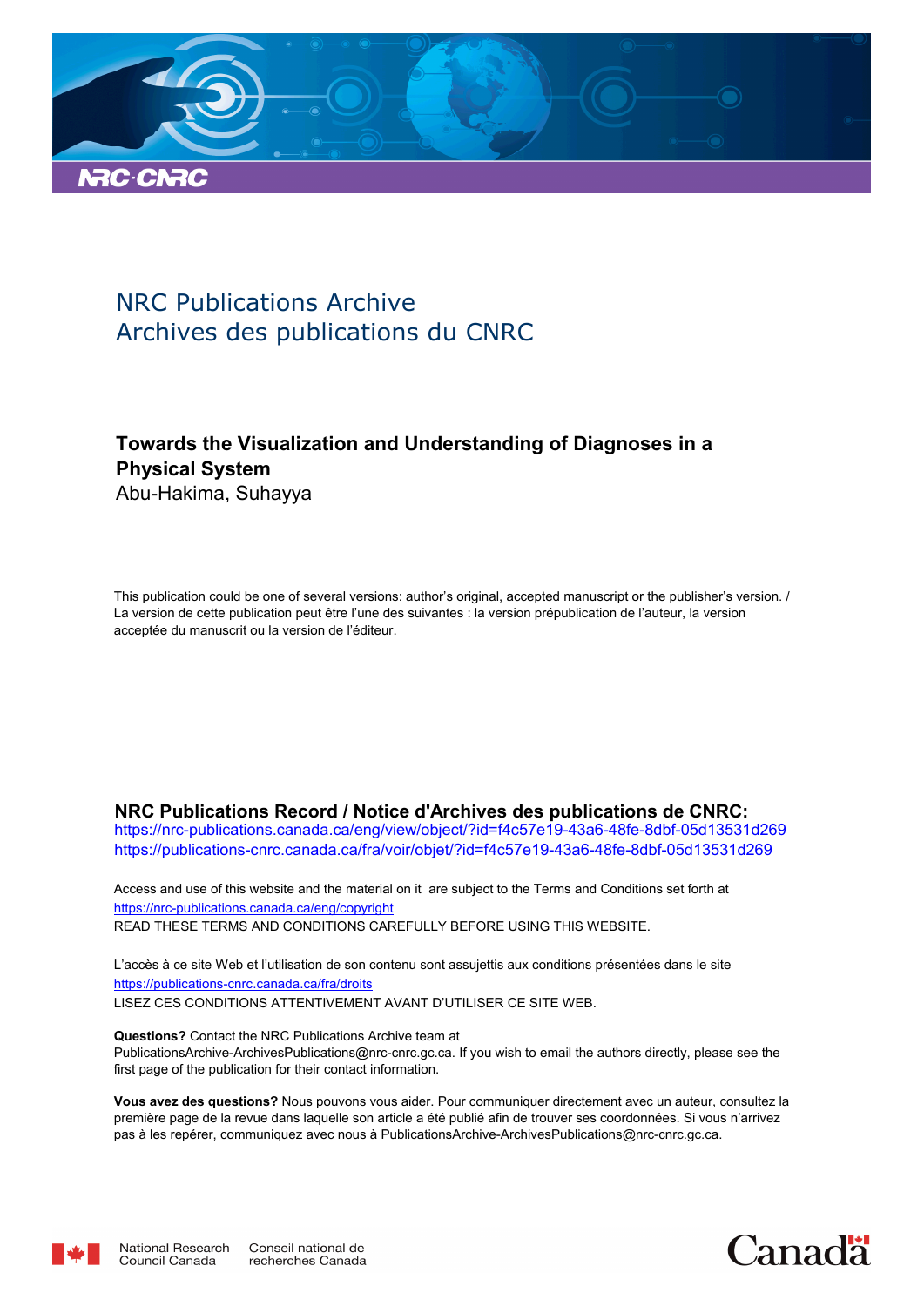NRC Publications Archive
Archives des publications du CNRC

**Towards the Visualization and Understanding of Diagnoses in a Physical System**
Abu-Hakima, Suhayya

This publication could be one of several versions: author's original, accepted manuscript or the publisher's version. / La version de cette publication peut être l'une des suivantes : la version prépublication de l'auteur, la version acceptée du manuscrit ou la version de l'éditeur.

**NRC Publications Record / Notice d'Archives des publications de CNRC:**
https://nrc-publications.canada.ca/eng/view/object/?id=f4c57e19-43a6-48fe-8dbf-05d13531d269
https://publications-cnrc.canada.ca/fra/voir/objet/?id=f4c57e19-43a6-48fe-8dbf-05d13531d269

Access and use of this website and the material on it are subject to the Terms and Conditions set forth at
https://nrc-publications.canada.ca/eng/copyright
READ THESE TERMS AND CONDITIONS CAREFULLY BEFORE USING THIS WEBSITE.

L'accès à ce site Web et l'utilisation de son contenu sont assujettis aux conditions présentées dans le site
https://publications-cnrc.canada.ca/fra/droits
LISEZ CES CONDITIONS ATTENTIVEMENT AVANT D'UTILISER CE SITE WEB.

**Questions?** Contact the NRC Publications Archive team at
PublicationsArchive-ArchivesPublications@nrc-cnrc.gc.ca. If you wish to email the authors directly, please see the first page of the publication for their contact information.

**Vous avez des questions?** Nous pouvons vous aider. Pour communiquer directement avec un auteur, consultez la première page de la revue dans laquelle son article a été publié afin de trouver ses coordonnées. Si vous n'arrivez pas à les repérer, communiquez avec nous à PublicationsArchive-ArchivesPublications@nrc-cnrc.gc.ca.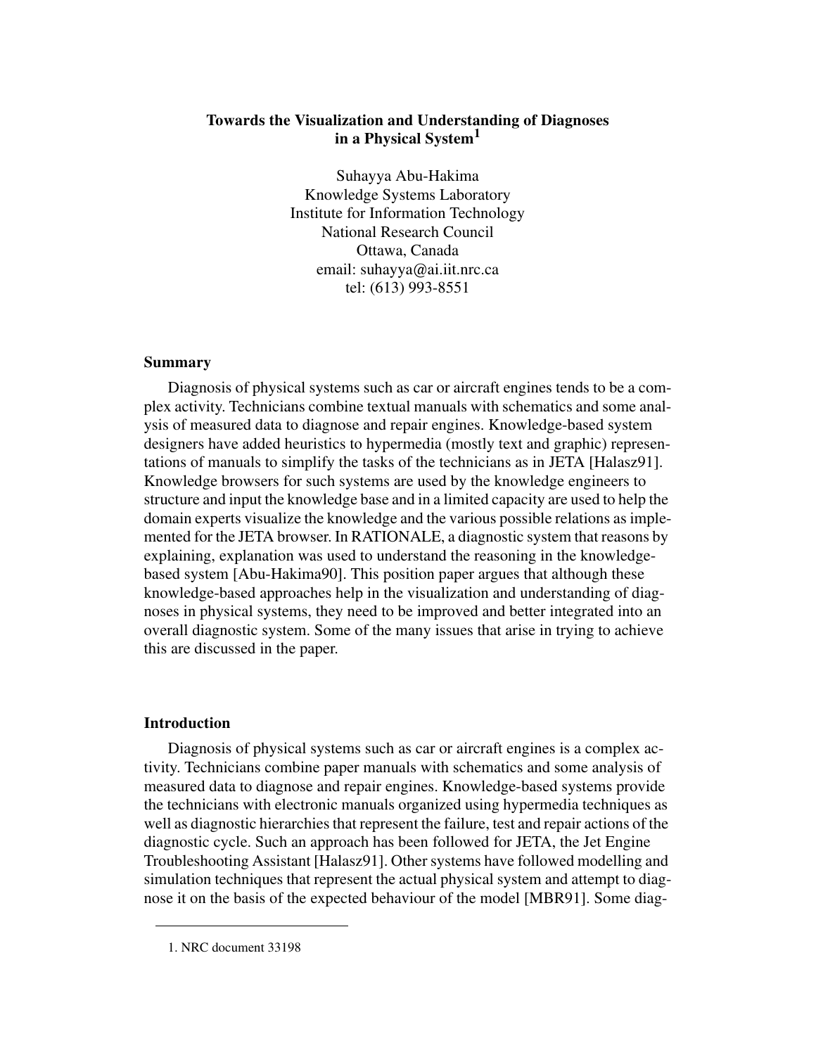# Towards the Visualization and Understanding of Diagnoses in a Physical System[1]

Suhayya Abu-Hakima
Knowledge Systems Laboratory
Institute for Information Technology
National Research Council
Ottawa, Canada
email: suhayya@ai.iit.nrc.ca
tel: (613) 993-8551

## Summary

Diagnosis of physical systems such as car or aircraft engines tends to be a complex activity. Technicians combine textual manuals with schematics and some analysis of measured data to diagnose and repair engines. Knowledge-based system designers have added heuristics to hypermedia (mostly text and graphic) representations of manuals to simplify the tasks of the technicians as in JETA [Halasz91]. Knowledge browsers for such systems are used by the knowledge engineers to structure and input the knowledge base and in a limited capacity are used to help the domain experts visualize the knowledge and the various possible relations as implemented for the JETA browser. In RATIONALE, a diagnostic system that reasons by explaining, explanation was used to understand the reasoning in the knowledge-based system [Abu-Hakima90]. This position paper argues that although these knowledge-based approaches help in the visualization and understanding of diagnoses in physical systems, they need to be improved and better integrated into an overall diagnostic system. Some of the many issues that arise in trying to achieve this are discussed in the paper.

## Introduction

Diagnosis of physical systems such as car or aircraft engines is a complex activity. Technicians combine paper manuals with schematics and some analysis of measured data to diagnose and repair engines. Knowledge-based systems provide the technicians with electronic manuals organized using hypermedia techniques as well as diagnostic hierarchies that represent the failure, test and repair actions of the diagnostic cycle. Such an approach has been followed for JETA, the Jet Engine Troubleshooting Assistant [Halasz91]. Other systems have followed modelling and simulation techniques that represent the actual physical system and attempt to diagnose it on the basis of the expected behaviour of the model [MBR91]. Some diag-

1. NRC document 33198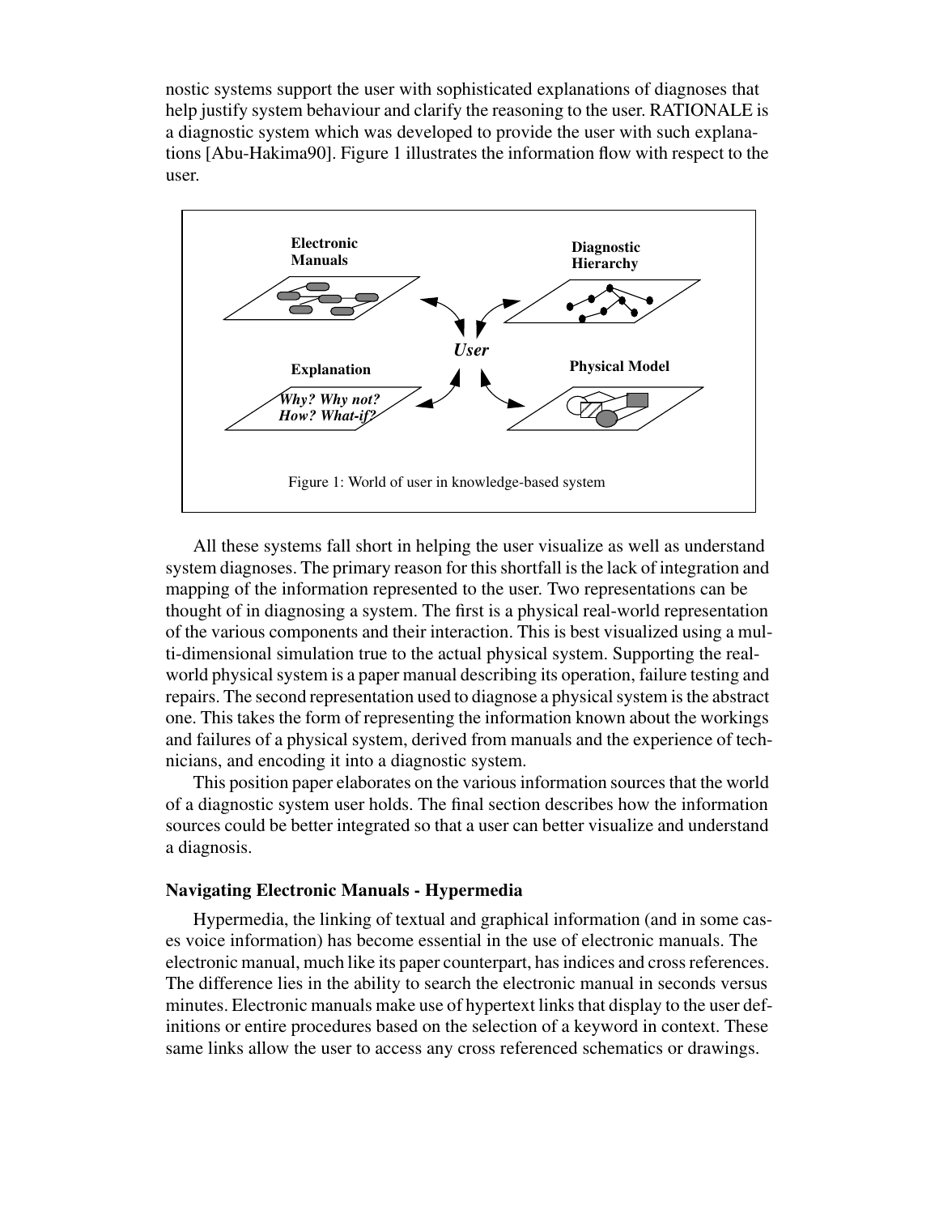nostic systems support the user with sophisticated explanations of diagnoses that help justify system behaviour and clarify the reasoning to the user. RATIONALE is a diagnostic system which was developed to provide the user with such explanations [Abu-Hakima90]. Figure 1 illustrates the information flow with respect to the user.

Figure 1: World of user in knowledge-based system

All these systems fall short in helping the user visualize as well as understand system diagnoses. The primary reason for this shortfall is the lack of integration and mapping of the information represented to the user. Two representations can be thought of in diagnosing a system. The first is a physical real-world representation of the various components and their interaction. This is best visualized using a multi-dimensional simulation true to the actual physical system. Supporting the real-world physical system is a paper manual describing its operation, failure testing and repairs. The second representation used to diagnose a physical system is the abstract one. This takes the form of representing the information known about the workings and failures of a physical system, derived from manuals and the experience of technicians, and encoding it into a diagnostic system.

This position paper elaborates on the various information sources that the world of a diagnostic system user holds. The final section describes how the information sources could be better integrated so that a user can better visualize and understand a diagnosis.

### Navigating Electronic Manuals - Hypermedia

Hypermedia, the linking of textual and graphical information (and in some cases voice information) has become essential in the use of electronic manuals. The electronic manual, much like its paper counterpart, has indices and cross references. The difference lies in the ability to search the electronic manual in seconds versus minutes. Electronic manuals make use of hypertext links that display to the user definitions or entire procedures based on the selection of a keyword in context. These same links allow the user to access any cross referenced schematics or drawings.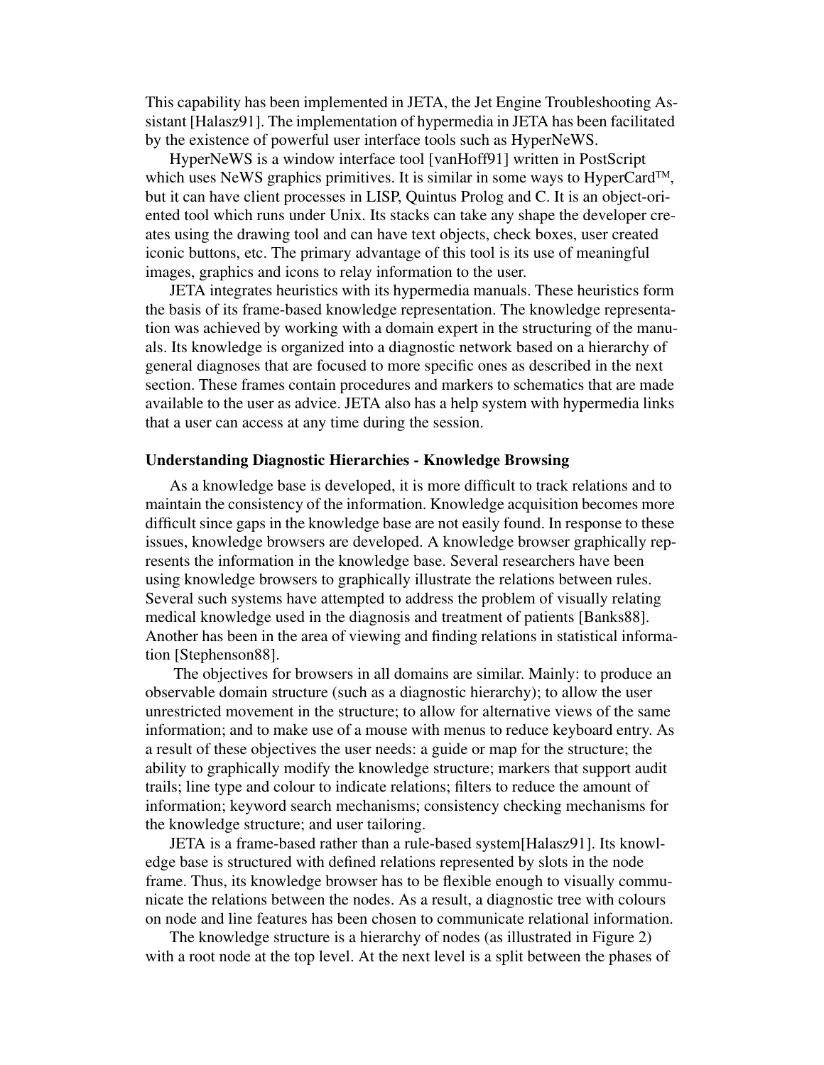This capability has been implemented in JETA, the Jet Engine Troubleshooting Assistant [Halasz91]. The implementation of hypermedia in JETA has been facilitated by the existence of powerful user interface tools such as HyperNeWS.

HyperNeWS is a window interface tool [vanHoff91] written in PostScript which uses NeWS graphics primitives. It is similar in some ways to HyperCard™, but it can have client processes in LISP, Quintus Prolog and C. It is an object-oriented tool which runs under Unix. Its stacks can take any shape the developer creates using the drawing tool and can have text objects, check boxes, user created iconic buttons, etc. The primary advantage of this tool is its use of meaningful images, graphics and icons to relay information to the user.

JETA integrates heuristics with its hypermedia manuals. These heuristics form the basis of its frame-based knowledge representation. The knowledge representation was achieved by working with a domain expert in the structuring of the manuals. Its knowledge is organized into a diagnostic network based on a hierarchy of general diagnoses that are focused to more specific ones as described in the next section. These frames contain procedures and markers to schematics that are made available to the user as advice. JETA also has a help system with hypermedia links that a user can access at any time during the session.

**Understanding Diagnostic Hierarchies - Knowledge Browsing**

As a knowledge base is developed, it is more difficult to track relations and to maintain the consistency of the information. Knowledge acquisition becomes more difficult since gaps in the knowledge base are not easily found. In response to these issues, knowledge browsers are developed. A knowledge browser graphically represents the information in the knowledge base. Several researchers have been using knowledge browsers to graphically illustrate the relations between rules. Several such systems have attempted to address the problem of visually relating medical knowledge used in the diagnosis and treatment of patients [Banks88]. Another has been in the area of viewing and finding relations in statistical information [Stephenson88].

The objectives for browsers in all domains are similar. Mainly: to produce an observable domain structure (such as a diagnostic hierarchy); to allow the user unrestricted movement in the structure; to allow for alternative views of the same information; and to make use of a mouse with menus to reduce keyboard entry. As a result of these objectives the user needs: a guide or map for the structure; the ability to graphically modify the knowledge structure; markers that support audit trails; line type and colour to indicate relations; filters to reduce the amount of information; keyword search mechanisms; consistency checking mechanisms for the knowledge structure; and user tailoring.

JETA is a frame-based rather than a rule-based system[Halasz91]. Its knowledge base is structured with defined relations represented by slots in the node frame. Thus, its knowledge browser has to be flexible enough to visually communicate the relations between the nodes. As a result, a diagnostic tree with colours on node and line features has been chosen to communicate relational information.

The knowledge structure is a hierarchy of nodes (as illustrated in Figure 2) with a root node at the top level. At the next level is a split between the phases of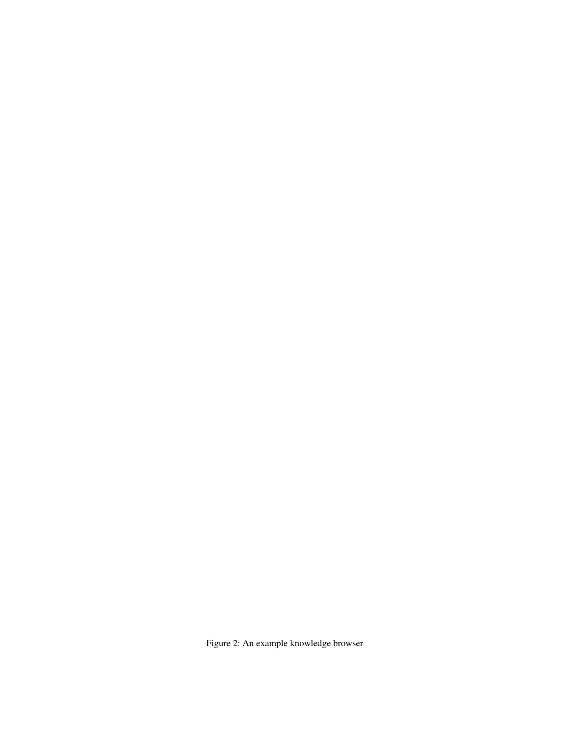Figure 2: An example knowledge browser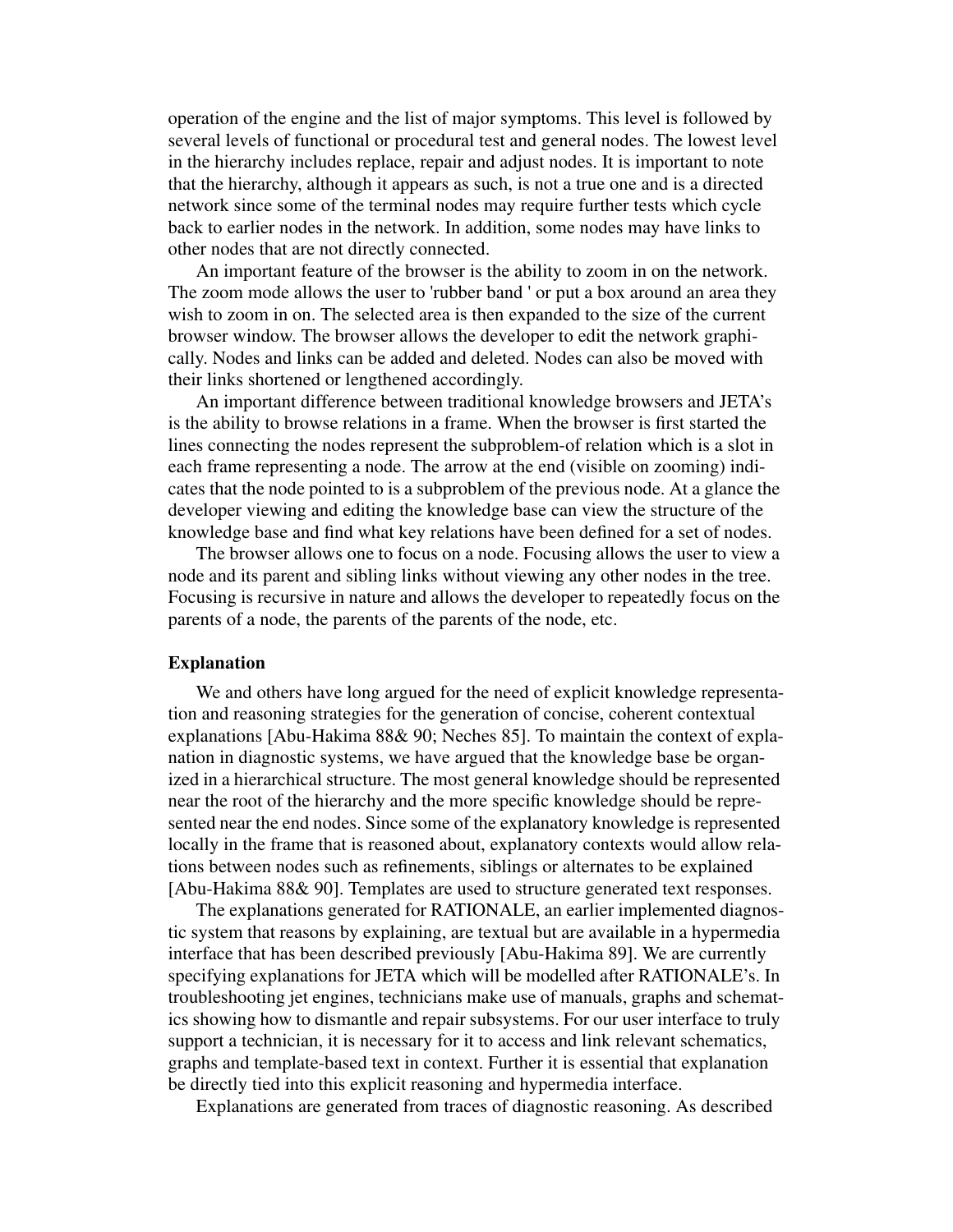operation of the engine and the list of major symptoms. This level is followed by several levels of functional or procedural test and general nodes. The lowest level in the hierarchy includes replace, repair and adjust nodes. It is important to note that the hierarchy, although it appears as such, is not a true one and is a directed network since some of the terminal nodes may require further tests which cycle back to earlier nodes in the network. In addition, some nodes may have links to other nodes that are not directly connected.

An important feature of the browser is the ability to zoom in on the network. The zoom mode allows the user to 'rubber band ' or put a box around an area they wish to zoom in on. The selected area is then expanded to the size of the current browser window. The browser allows the developer to edit the network graphically. Nodes and links can be added and deleted. Nodes can also be moved with their links shortened or lengthened accordingly.

An important difference between traditional knowledge browsers and JETA's is the ability to browse relations in a frame. When the browser is first started the lines connecting the nodes represent the subproblem-of relation which is a slot in each frame representing a node. The arrow at the end (visible on zooming) indicates that the node pointed to is a subproblem of the previous node. At a glance the developer viewing and editing the knowledge base can view the structure of the knowledge base and find what key relations have been defined for a set of nodes.

The browser allows one to focus on a node. Focusing allows the user to view a node and its parent and sibling links without viewing any other nodes in the tree. Focusing is recursive in nature and allows the developer to repeatedly focus on the parents of a node, the parents of the parents of the node, etc.

**Explanation**

We and others have long argued for the need of explicit knowledge representation and reasoning strategies for the generation of concise, coherent contextual explanations [Abu-Hakima 88& 90; Neches 85]. To maintain the context of explanation in diagnostic systems, we have argued that the knowledge base be organized in a hierarchical structure. The most general knowledge should be represented near the root of the hierarchy and the more specific knowledge should be represented near the end nodes. Since some of the explanatory knowledge is represented locally in the frame that is reasoned about, explanatory contexts would allow relations between nodes such as refinements, siblings or alternates to be explained [Abu-Hakima 88& 90]. Templates are used to structure generated text responses.

The explanations generated for RATIONALE, an earlier implemented diagnostic system that reasons by explaining, are textual but are available in a hypermedia interface that has been described previously [Abu-Hakima 89]. We are currently specifying explanations for JETA which will be modelled after RATIONALE's. In troubleshooting jet engines, technicians make use of manuals, graphs and schematics showing how to dismantle and repair subsystems. For our user interface to truly support a technician, it is necessary for it to access and link relevant schematics, graphs and template-based text in context. Further it is essential that explanation be directly tied into this explicit reasoning and hypermedia interface.

Explanations are generated from traces of diagnostic reasoning. As described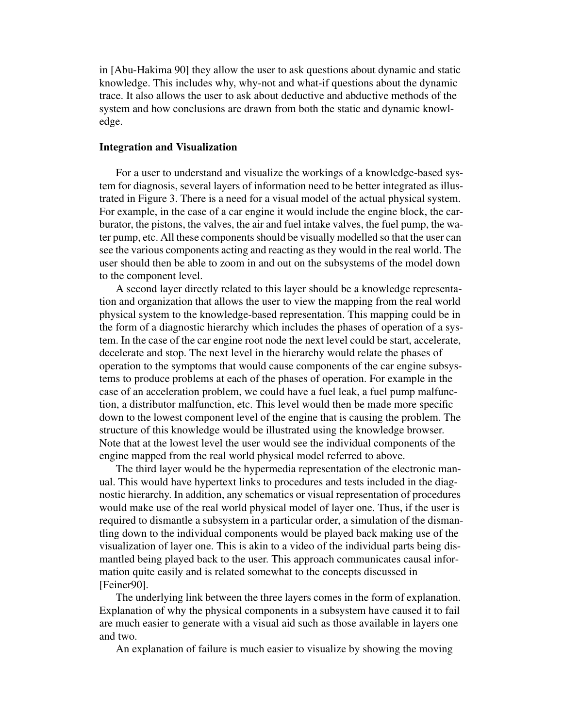in [Abu-Hakima 90] they allow the user to ask questions about dynamic and static knowledge. This includes why, why-not and what-if questions about the dynamic trace. It also allows the user to ask about deductive and abductive methods of the system and how conclusions are drawn from both the static and dynamic knowledge.

### Integration and Visualization

For a user to understand and visualize the workings of a knowledge-based system for diagnosis, several layers of information need to be better integrated as illustrated in Figure 3. There is a need for a visual model of the actual physical system. For example, in the case of a car engine it would include the engine block, the carburator, the pistons, the valves, the air and fuel intake valves, the fuel pump, the water pump, etc. All these components should be visually modelled so that the user can see the various components acting and reacting as they would in the real world. The user should then be able to zoom in and out on the subsystems of the model down to the component level.

A second layer directly related to this layer should be a knowledge representation and organization that allows the user to view the mapping from the real world physical system to the knowledge-based representation. This mapping could be in the form of a diagnostic hierarchy which includes the phases of operation of a system. In the case of the car engine root node the next level could be start, accelerate, decelerate and stop. The next level in the hierarchy would relate the phases of operation to the symptoms that would cause components of the car engine subsystems to produce problems at each of the phases of operation. For example in the case of an acceleration problem, we could have a fuel leak, a fuel pump malfunction, a distributor malfunction, etc. This level would then be made more specific down to the lowest component level of the engine that is causing the problem. The structure of this knowledge would be illustrated using the knowledge browser. Note that at the lowest level the user would see the individual components of the engine mapped from the real world physical model referred to above.

The third layer would be the hypermedia representation of the electronic manual. This would have hypertext links to procedures and tests included in the diagnostic hierarchy. In addition, any schematics or visual representation of procedures would make use of the real world physical model of layer one. Thus, if the user is required to dismantle a subsystem in a particular order, a simulation of the dismantling down to the individual components would be played back making use of the visualization of layer one. This is akin to a video of the individual parts being dismantled being played back to the user. This approach communicates causal information quite easily and is related somewhat to the concepts discussed in [Feiner90].

The underlying link between the three layers comes in the form of explanation. Explanation of why the physical components in a subsystem have caused it to fail are much easier to generate with a visual aid such as those available in layers one and two.

An explanation of failure is much easier to visualize by showing the moving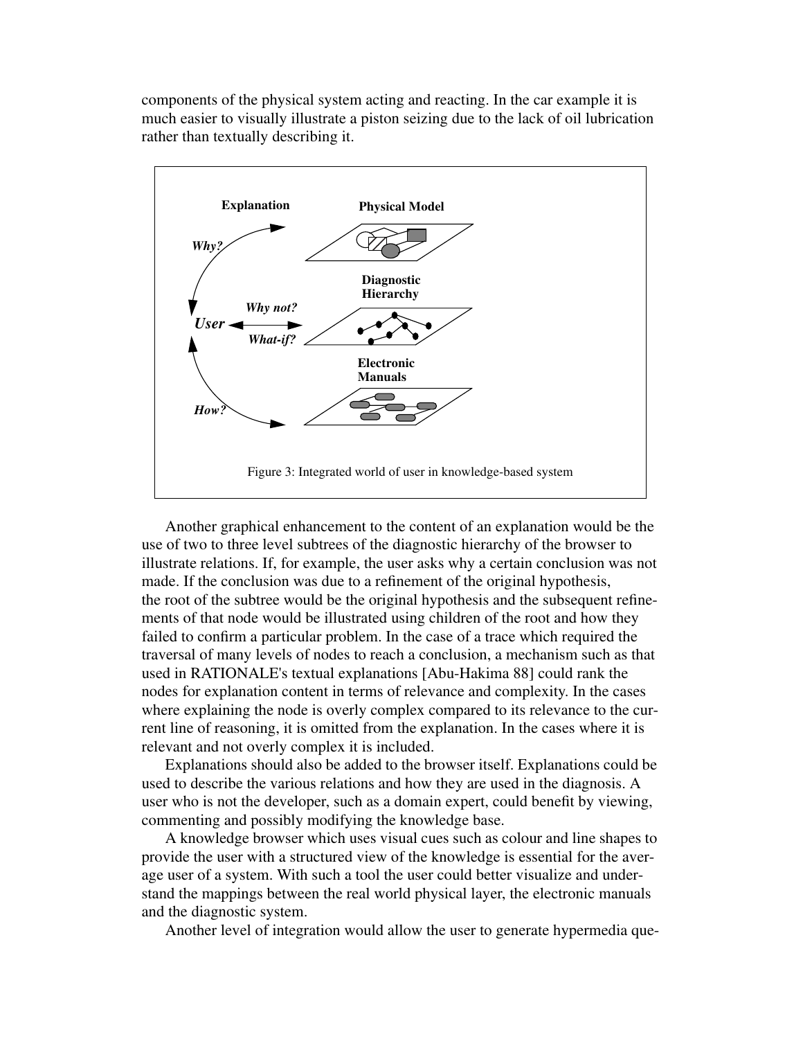components of the physical system acting and reacting. In the car example it is much easier to visually illustrate a piston seizing due to the lack of oil lubrication rather than textually describing it.

Figure 3: Integrated world of user in knowledge-based system

Another graphical enhancement to the content of an explanation would be the use of two to three level subtrees of the diagnostic hierarchy of the browser to illustrate relations. If, for example, the user asks why a certain conclusion was not made. If the conclusion was due to a refinement of the original hypothesis, the root of the subtree would be the original hypothesis and the subsequent refinements of that node would be illustrated using children of the root and how they failed to confirm a particular problem. In the case of a trace which required the traversal of many levels of nodes to reach a conclusion, a mechanism such as that used in RATIONALE's textual explanations [Abu-Hakima 88] could rank the nodes for explanation content in terms of relevance and complexity. In the cases where explaining the node is overly complex compared to its relevance to the current line of reasoning, it is omitted from the explanation. In the cases where it is relevant and not overly complex it is included.

Explanations should also be added to the browser itself. Explanations could be used to describe the various relations and how they are used in the diagnosis. A user who is not the developer, such as a domain expert, could benefit by viewing, commenting and possibly modifying the knowledge base.

A knowledge browser which uses visual cues such as colour and line shapes to provide the user with a structured view of the knowledge is essential for the average user of a system. With such a tool the user could better visualize and understand the mappings between the real world physical layer, the electronic manuals and the diagnostic system.

Another level of integration would allow the user to generate hypermedia que-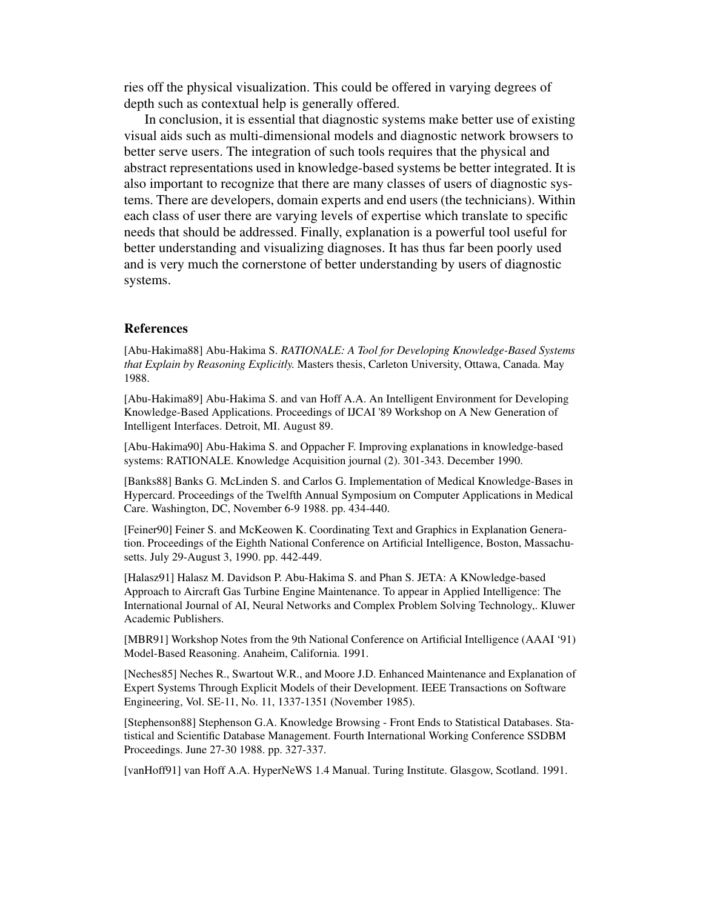ries off the physical visualization. This could be offered in varying degrees of depth such as contextual help is generally offered.

In conclusion, it is essential that diagnostic systems make better use of existing visual aids such as multi-dimensional models and diagnostic network browsers to better serve users. The integration of such tools requires that the physical and abstract representations used in knowledge-based systems be better integrated. It is also important to recognize that there are many classes of users of diagnostic systems. There are developers, domain experts and end users (the technicians). Within each class of user there are varying levels of expertise which translate to specific needs that should be addressed. Finally, explanation is a powerful tool useful for better understanding and visualizing diagnoses. It has thus far been poorly used and is very much the cornerstone of better understanding by users of diagnostic systems.

## References

[Abu-Hakima88] Abu-Hakima S. *RATIONALE: A Tool for Developing Knowledge-Based Systems that Explain by Reasoning Explicitly.* Masters thesis, Carleton University, Ottawa, Canada. May 1988.

[Abu-Hakima89] Abu-Hakima S. and van Hoff A.A. An Intelligent Environment for Developing Knowledge-Based Applications. Proceedings of IJCAI '89 Workshop on A New Generation of Intelligent Interfaces. Detroit, MI. August 89.

[Abu-Hakima90] Abu-Hakima S. and Oppacher F. Improving explanations in knowledge-based systems: RATIONALE. Knowledge Acquisition journal (2). 301-343. December 1990.

[Banks88] Banks G. McLinden S. and Carlos G. Implementation of Medical Knowledge-Bases in Hypercard. Proceedings of the Twelfth Annual Symposium on Computer Applications in Medical Care. Washington, DC, November 6-9 1988. pp. 434-440.

[Feiner90] Feiner S. and McKeowen K. Coordinating Text and Graphics in Explanation Generation. Proceedings of the Eighth National Conference on Artificial Intelligence, Boston, Massachusetts. July 29-August 3, 1990. pp. 442-449.

[Halasz91] Halasz M. Davidson P. Abu-Hakima S. and Phan S. JETA: A KNowledge-based Approach to Aircraft Gas Turbine Engine Maintenance. To appear in Applied Intelligence: The International Journal of AI, Neural Networks and Complex Problem Solving Technology,. Kluwer Academic Publishers.

[MBR91] Workshop Notes from the 9th National Conference on Artificial Intelligence (AAAI '91) Model-Based Reasoning. Anaheim, California. 1991.

[Neches85] Neches R., Swartout W.R., and Moore J.D. Enhanced Maintenance and Explanation of Expert Systems Through Explicit Models of their Development. IEEE Transactions on Software Engineering, Vol. SE-11, No. 11, 1337-1351 (November 1985).

[Stephenson88] Stephenson G.A. Knowledge Browsing - Front Ends to Statistical Databases. Statistical and Scientific Database Management. Fourth International Working Conference SSDBM Proceedings. June 27-30 1988. pp. 327-337.

[vanHoff91] van Hoff A.A. HyperNeWS 1.4 Manual. Turing Institute. Glasgow, Scotland. 1991.